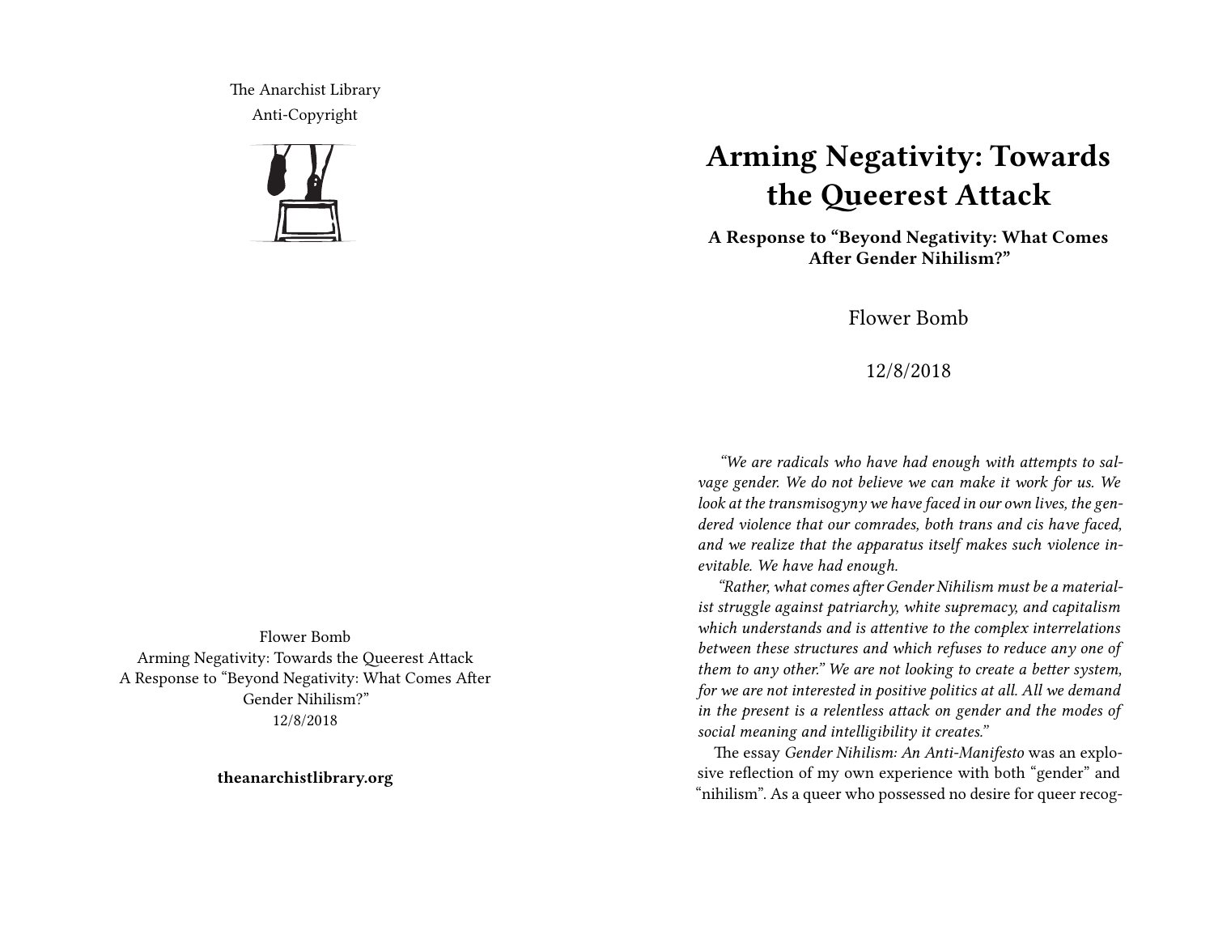The Anarchist Library
Anti-Copyright

Flower Bomb
Arming Negativity: Towards the Queerest Attack
A Response to "Beyond Negativity: What Comes After Gender Nihilism?"
12/8/2018

**theanarchistlibrary.org**

# Arming Negativity: Towards the Queerest Attack

**A Response to "Beyond Negativity: What Comes After Gender Nihilism?"**

Flower Bomb

12/8/2018

*"We are radicals who have had enough with attempts to salvage gender. We do not believe we can make it work for us. We look at the transmisogyny we have faced in our own lives, the gendered violence that our comrades, both trans and cis have faced, and we realize that the apparatus itself makes such violence inevitable. We have had enough.*

*"Rather, what comes after Gender Nihilism must be a materialist struggle against patriarchy, white supremacy, and capitalism which understands and is attentive to the complex interrelations between these structures and which refuses to reduce any one of them to any other." We are not looking to create a better system, for we are not interested in positive politics at all. All we demand in the present is a relentless attack on gender and the modes of social meaning and intelligibility it creates."*

The essay *Gender Nihilism: An Anti-Manifesto* was an explosive reflection of my own experience with both "gender" and "nihilism". As a queer who possessed no desire for queer recog-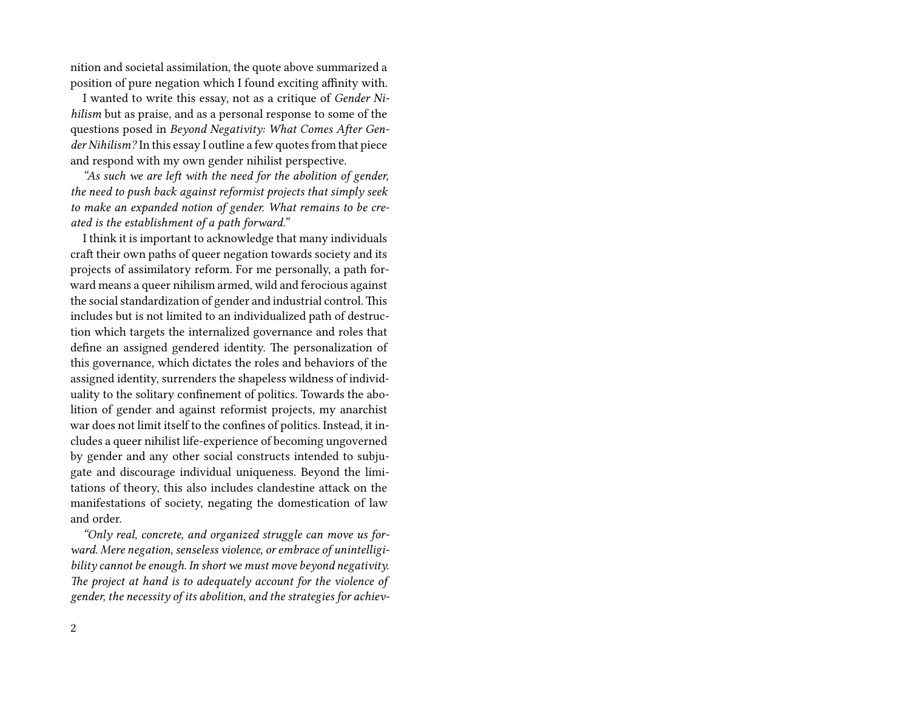nition and societal assimilation, the quote above summarized a position of pure negation which I found exciting affinity with.

I wanted to write this essay, not as a critique of *Gender Nihilism* but as praise, and as a personal response to some of the questions posed in *Beyond Negativity: What Comes After Gender Nihilism?* In this essay I outline a few quotes from that piece and respond with my own gender nihilist perspective.

*"As such we are left with the need for the abolition of gender, the need to push back against reformist projects that simply seek to make an expanded notion of gender. What remains to be created is the establishment of a path forward."*

I think it is important to acknowledge that many individuals craft their own paths of queer negation towards society and its projects of assimilatory reform. For me personally, a path forward means a queer nihilism armed, wild and ferocious against the social standardization of gender and industrial control. This includes but is not limited to an individualized path of destruction which targets the internalized governance and roles that define an assigned gendered identity. The personalization of this governance, which dictates the roles and behaviors of the assigned identity, surrenders the shapeless wildness of individuality to the solitary confinement of politics. Towards the abolition of gender and against reformist projects, my anarchist war does not limit itself to the confines of politics. Instead, it includes a queer nihilist life-experience of becoming ungoverned by gender and any other social constructs intended to subjugate and discourage individual uniqueness. Beyond the limitations of theory, this also includes clandestine attack on the manifestations of society, negating the domestication of law and order.

*"Only real, concrete, and organized struggle can move us forward. Mere negation, senseless violence, or embrace of unintelligibility cannot be enough. In short we must move beyond negativity. The project at hand is to adequately account for the violence of gender, the necessity of its abolition, and the strategies for achiev-*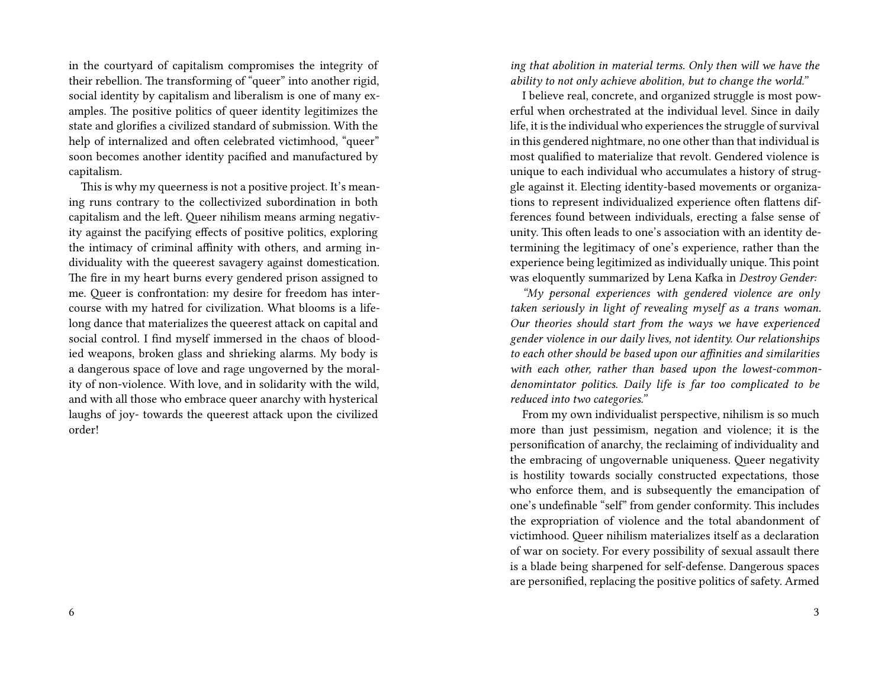in the courtyard of capitalism compromises the integrity of their rebellion. The transforming of "queer" into another rigid, social identity by capitalism and liberalism is one of many examples. The positive politics of queer identity legitimizes the state and glorifies a civilized standard of submission. With the help of internalized and often celebrated victimhood, "queer" soon becomes another identity pacified and manufactured by capitalism.

This is why my queerness is not a positive project. It's meaning runs contrary to the collectivized subordination in both capitalism and the left. Queer nihilism means arming negativity against the pacifying effects of positive politics, exploring the intimacy of criminal affinity with others, and arming individuality with the queerest savagery against domestication. The fire in my heart burns every gendered prison assigned to me. Queer is confrontation: my desire for freedom has intercourse with my hatred for civilization. What blooms is a lifelong dance that materializes the queerest attack on capital and social control. I find myself immersed in the chaos of bloodied weapons, broken glass and shrieking alarms. My body is a dangerous space of love and rage ungoverned by the morality of non-violence. With love, and in solidarity with the wild, and with all those who embrace queer anarchy with hysterical laughs of joy- towards the queerest attack upon the civilized order!

*ing that abolition in material terms. Only then will we have the ability to not only achieve abolition, but to change the world."*

I believe real, concrete, and organized struggle is most powerful when orchestrated at the individual level. Since in daily life, it is the individual who experiences the struggle of survival in this gendered nightmare, no one other than that individual is most qualified to materialize that revolt. Gendered violence is unique to each individual who accumulates a history of struggle against it. Electing identity-based movements or organizations to represent individualized experience often flattens differences found between individuals, erecting a false sense of unity. This often leads to one's association with an identity determining the legitimacy of one's experience, rather than the experience being legitimized as individually unique. This point was eloquently summarized by Lena Kafka in *Destroy Gender:*

*"My personal experiences with gendered violence are only taken seriously in light of revealing myself as a trans woman. Our theories should start from the ways we have experienced gender violence in our daily lives, not identity. Our relationships to each other should be based upon our affinities and similarities with each other, rather than based upon the lowest-common-denomintator politics. Daily life is far too complicated to be reduced into two categories."*

From my own individualist perspective, nihilism is so much more than just pessimism, negation and violence; it is the personification of anarchy, the reclaiming of individuality and the embracing of ungovernable uniqueness. Queer negativity is hostility towards socially constructed expectations, those who enforce them, and is subsequently the emancipation of one's undefinable "self" from gender conformity. This includes the expropriation of violence and the total abandonment of victimhood. Queer nihilism materializes itself as a declaration of war on society. For every possibility of sexual assault there is a blade being sharpened for self-defense. Dangerous spaces are personified, replacing the positive politics of safety. Armed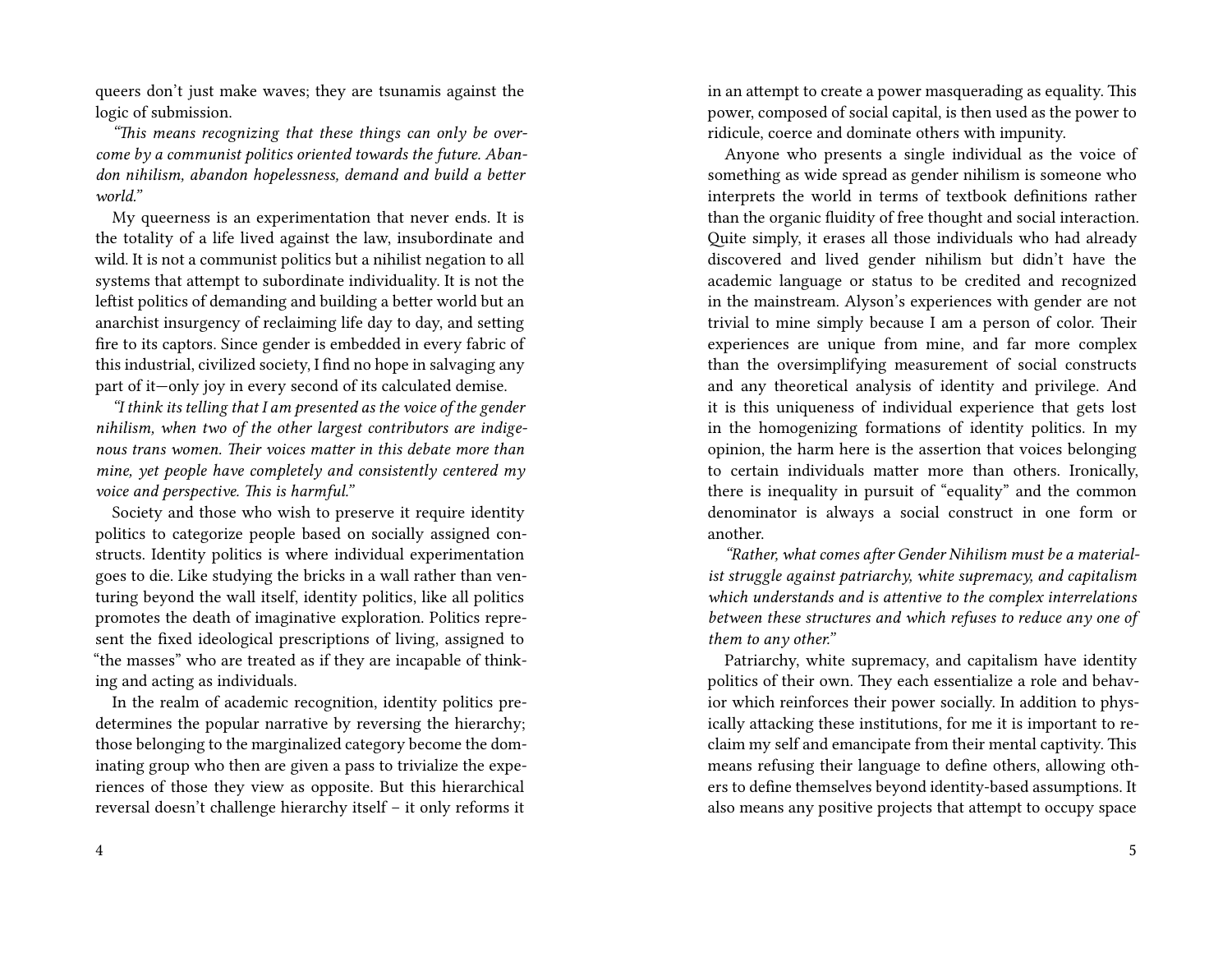queers don't just make waves; they are tsunamis against the logic of submission.

*"This means recognizing that these things can only be overcome by a communist politics oriented towards the future. Abandon nihilism, abandon hopelessness, demand and build a better world."*

My queerness is an experimentation that never ends. It is the totality of a life lived against the law, insubordinate and wild. It is not a communist politics but a nihilist negation to all systems that attempt to subordinate individuality. It is not the leftist politics of demanding and building a better world but an anarchist insurgency of reclaiming life day to day, and setting fire to its captors. Since gender is embedded in every fabric of this industrial, civilized society, I find no hope in salvaging any part of it—only joy in every second of its calculated demise.

*"I think its telling that I am presented as the voice of the gender nihilism, when two of the other largest contributors are indigenous trans women. Their voices matter in this debate more than mine, yet people have completely and consistently centered my voice and perspective. This is harmful."*

Society and those who wish to preserve it require identity politics to categorize people based on socially assigned constructs. Identity politics is where individual experimentation goes to die. Like studying the bricks in a wall rather than venturing beyond the wall itself, identity politics, like all politics promotes the death of imaginative exploration. Politics represent the fixed ideological prescriptions of living, assigned to "the masses" who are treated as if they are incapable of thinking and acting as individuals.

In the realm of academic recognition, identity politics predetermines the popular narrative by reversing the hierarchy; those belonging to the marginalized category become the dominating group who then are given a pass to trivialize the experiences of those they view as opposite. But this hierarchical reversal doesn't challenge hierarchy itself – it only reforms it in an attempt to create a power masquerading as equality. This power, composed of social capital, is then used as the power to ridicule, coerce and dominate others with impunity.

Anyone who presents a single individual as the voice of something as wide spread as gender nihilism is someone who interprets the world in terms of textbook definitions rather than the organic fluidity of free thought and social interaction. Quite simply, it erases all those individuals who had already discovered and lived gender nihilism but didn't have the academic language or status to be credited and recognized in the mainstream. Alyson's experiences with gender are not trivial to mine simply because I am a person of color. Their experiences are unique from mine, and far more complex than the oversimplifying measurement of social constructs and any theoretical analysis of identity and privilege. And it is this uniqueness of individual experience that gets lost in the homogenizing formations of identity politics. In my opinion, the harm here is the assertion that voices belonging to certain individuals matter more than others. Ironically, there is inequality in pursuit of "equality" and the common denominator is always a social construct in one form or another.

*"Rather, what comes after Gender Nihilism must be a materialist struggle against patriarchy, white supremacy, and capitalism which understands and is attentive to the complex interrelations between these structures and which refuses to reduce any one of them to any other."*

Patriarchy, white supremacy, and capitalism have identity politics of their own. They each essentialize a role and behavior which reinforces their power socially. In addition to physically attacking these institutions, for me it is important to reclaim my self and emancipate from their mental captivity. This means refusing their language to define others, allowing others to define themselves beyond identity-based assumptions. It also means any positive projects that attempt to occupy space